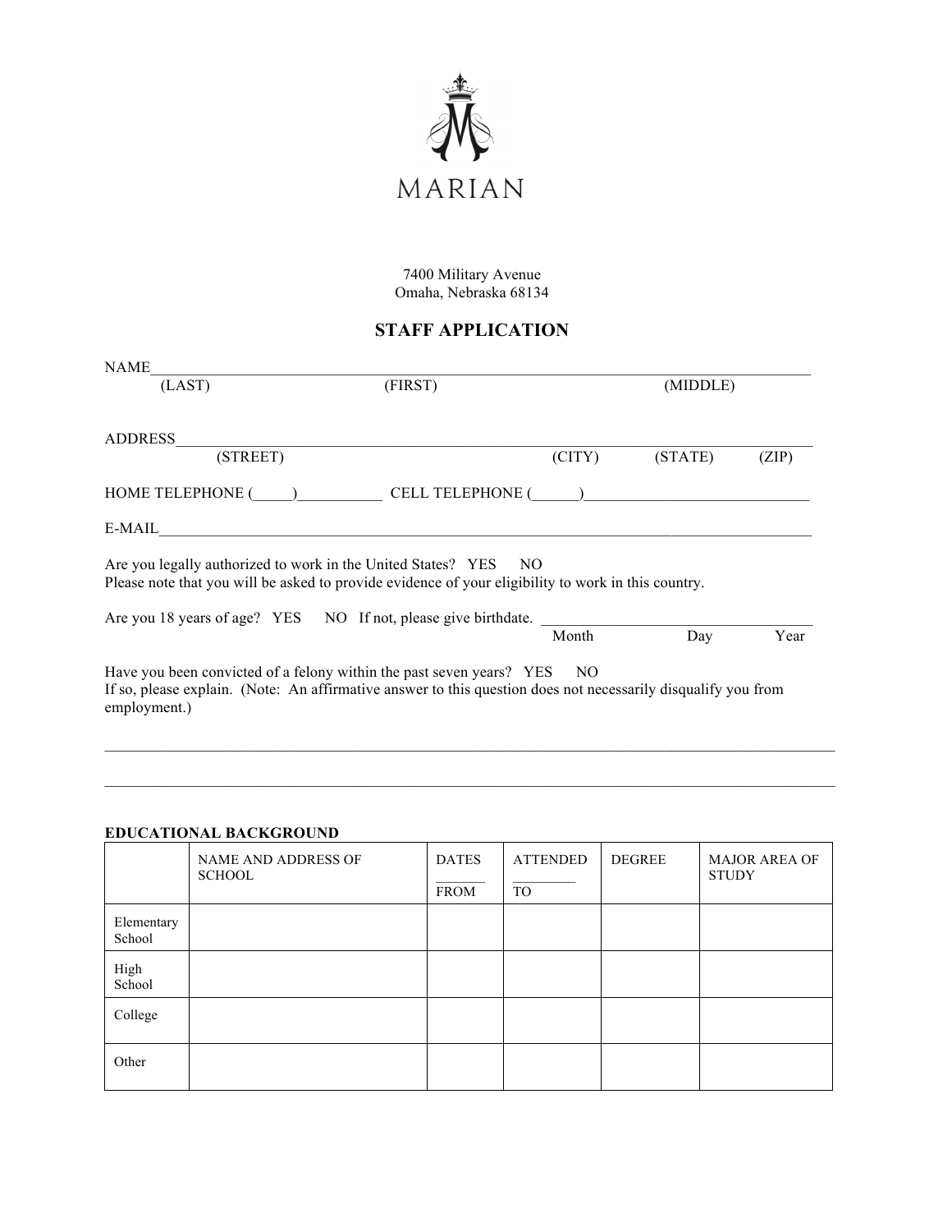MARIAN

7400 Military Avenue
Omaha, Nebraska 68134

# STAFF APPLICATION

NAME_______________________________________________________________________________
(LAST) (FIRST) (MIDDLE)

ADDRESS_____________________________________________________________________________
(STREET) (CITY) (STATE) (ZIP)

HOME TELEPHONE (_____)___________ CELL TELEPHONE (______)____________________________

E-MAIL______________________________________________________________________________

Are you legally authorized to work in the United States? YES NO
Please note that you will be asked to provide evidence of your eligibility to work in this country.

Are you 18 years of age? YES NO If not, please give birthdate. ___________________________________
Month Day Year

Have you been convicted of a felony within the past seven years? YES NO
If so, please explain. (Note: An affirmative answer to this question does not necessarily disqualify you from employment.)

_____________________________________________________________________________________

_____________________________________________________________________________________

**EDUCATIONAL BACKGROUND**

| | NAME AND ADDRESS OF SCHOOL | DATES FROM | ATTENDED TO | DEGREE | MAJOR AREA OF STUDY |
|---|---|---|---|---|---|
| Elementary School | | | | | |
| High School | | | | | |
| College | | | | | |
| Other | | | | | |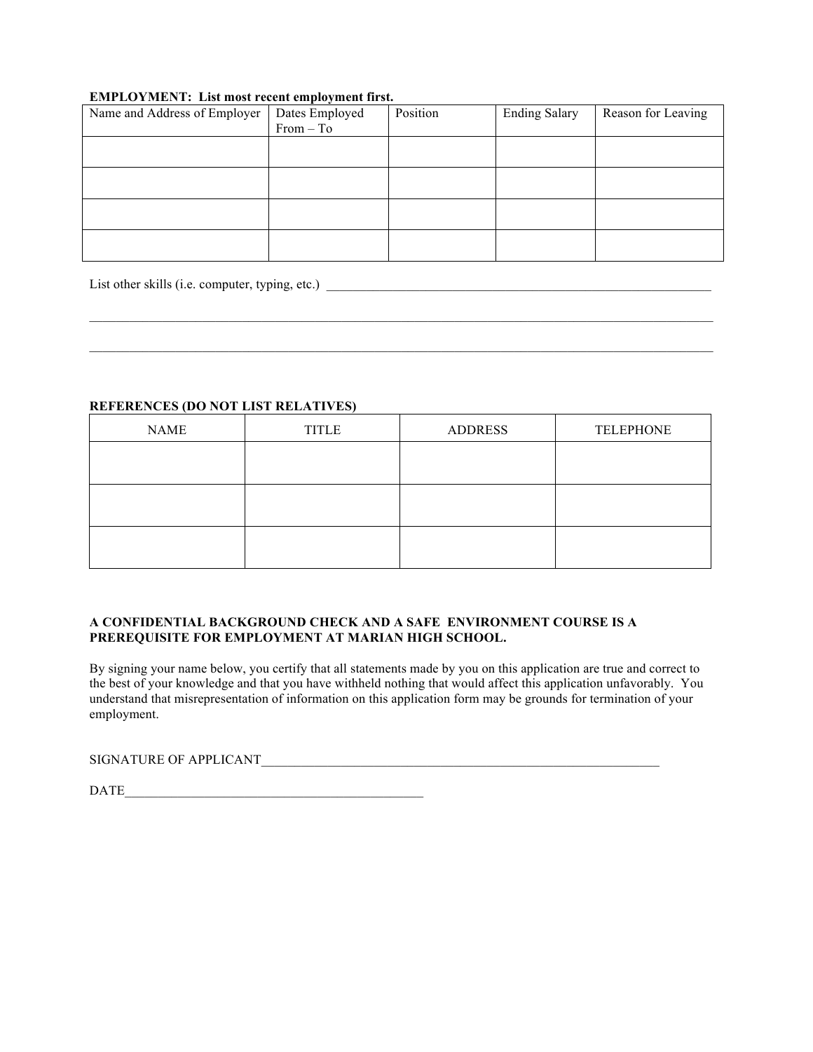**EMPLOYMENT: List most recent employment first.**

| Name and Address of Employer | Dates Employed From – To | Position | Ending Salary | Reason for Leaving |
|---|---|---|---|---|
| | | | | |
| | | | | |
| | | | | |
| | | | | |

List other skills (i.e. computer, typing, etc.) ____________________________________________________________

______________________________________________________________________________________________

______________________________________________________________________________________________

**REFERENCES (DO NOT LIST RELATIVES)**

| NAME | TITLE | ADDRESS | TELEPHONE |
|---|---|---|---|
| | | | |
| | | | |
| | | | |

**A CONFIDENTIAL BACKGROUND CHECK AND A SAFE ENVIRONMENT COURSE IS A PREREQUISITE FOR EMPLOYMENT AT MARIAN HIGH SCHOOL.**

By signing your name below, you certify that all statements made by you on this application are true and correct to the best of your knowledge and that you have withheld nothing that would affect this application unfavorably. You understand that misrepresentation of information on this application form may be grounds for termination of your employment.

SIGNATURE OF APPLICANT_______________________________________________________________

DATE____________________________________________